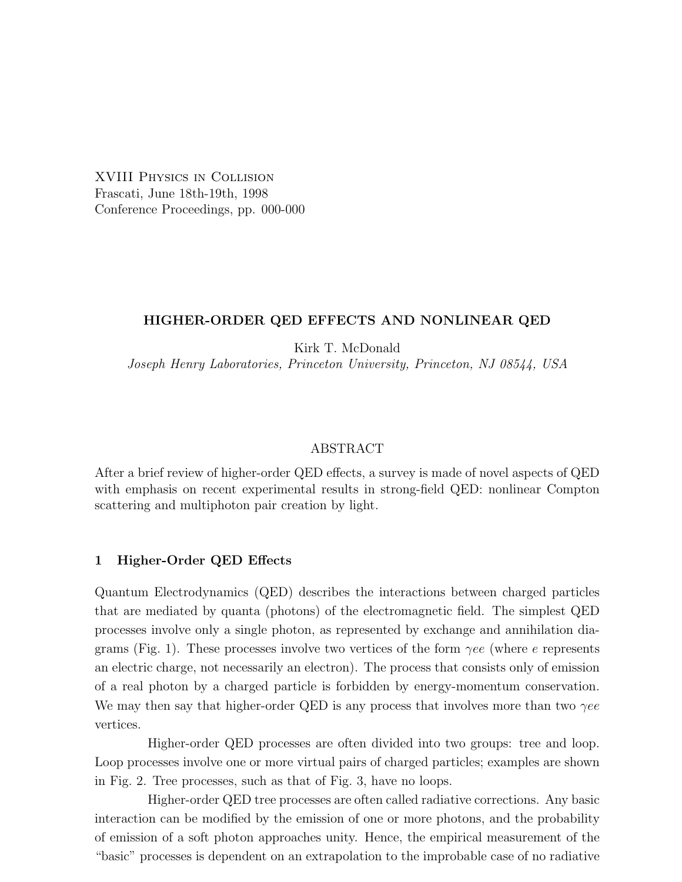XVIII Physics in Collision
Frascati, June 18th-19th, 1998
Conference Proceedings, pp. 000-000

# HIGHER-ORDER QED EFFECTS AND NONLINEAR QED

Kirk T. McDonald

*Joseph Henry Laboratories, Princeton University, Princeton, NJ 08544, USA*

## ABSTRACT

After a brief review of higher-order QED effects, a survey is made of novel aspects of QED with emphasis on recent experimental results in strong-field QED: nonlinear Compton scattering and multiphoton pair creation by light.

## 1 Higher-Order QED Effects

Quantum Electrodynamics (QED) describes the interactions between charged particles that are mediated by quanta (photons) of the electromagnetic field. The simplest QED processes involve only a single photon, as represented by exchange and annihilation diagrams (Fig. 1). These processes involve two vertices of the form $\gamma ee$ (where $e$ represents an electric charge, not necessarily an electron). The process that consists only of emission of a real photon by a charged particle is forbidden by energy-momentum conservation. We may then say that higher-order QED is any process that involves more than two $\gamma ee$ vertices.

Higher-order QED processes are often divided into two groups: tree and loop. Loop processes involve one or more virtual pairs of charged particles; examples are shown in Fig. 2. Tree processes, such as that of Fig. 3, have no loops.

Higher-order QED tree processes are often called radiative corrections. Any basic interaction can be modified by the emission of one or more photons, and the probability of emission of a soft photon approaches unity. Hence, the empirical measurement of the "basic" processes is dependent on an extrapolation to the improbable case of no radiative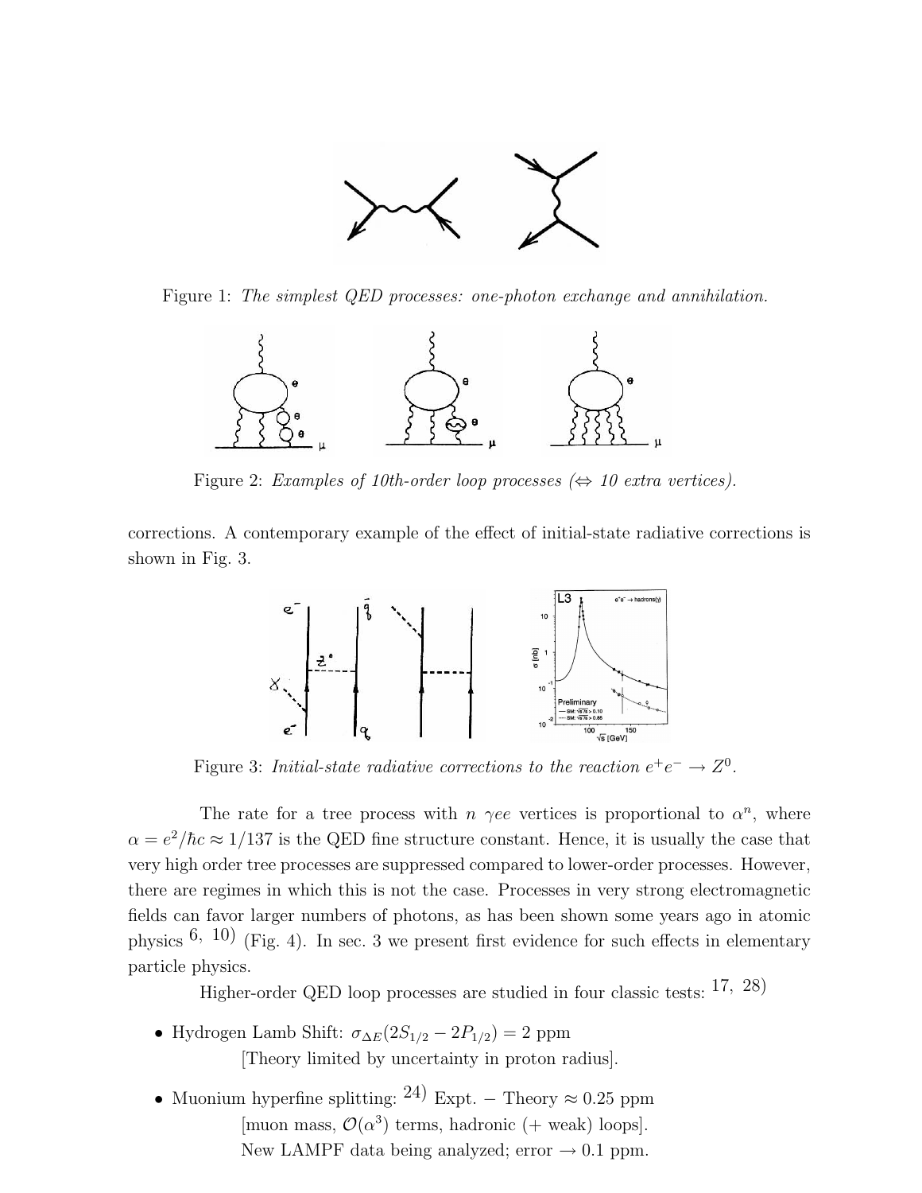Figure 1: *The simplest QED processes: one-photon exchange and annihilation.*

Figure 2: *Examples of 10th-order loop processes ($\Leftrightarrow$ 10 extra vertices).*

corrections. A contemporary example of the effect of initial-state radiative corrections is shown in Fig. 3.

Figure 3: *Initial-state radiative corrections to the reaction $e^+e^- \to Z^0$.*

The rate for a tree process with $n$ $\gamma ee$ vertices is proportional to $\alpha^n$, where $\alpha = e^2/\hbar c \approx 1/137$ is the QED fine structure constant. Hence, it is usually the case that very high order tree processes are suppressed compared to lower-order processes. However, there are regimes in which this is not the case. Processes in very strong electromagnetic fields can favor larger numbers of photons, as has been shown some years ago in atomic physics [6, 10] (Fig. 4). In sec. 3 we present first evidence for such effects in elementary particle physics.

Higher-order QED loop processes are studied in four classic tests: [17, 28]

- Hydrogen Lamb Shift: $\sigma_{\Delta E}(2S_{1/2} - 2P_{1/2}) = 2$ ppm
  [Theory limited by uncertainty in proton radius].
- Muonium hyperfine splitting: [24] Expt. $-$ Theory $\approx 0.25$ ppm
  [muon mass, $\mathcal{O}(\alpha^3)$ terms, hadronic (+ weak) loops].
  New LAMPF data being analyzed; error $\to 0.1$ ppm.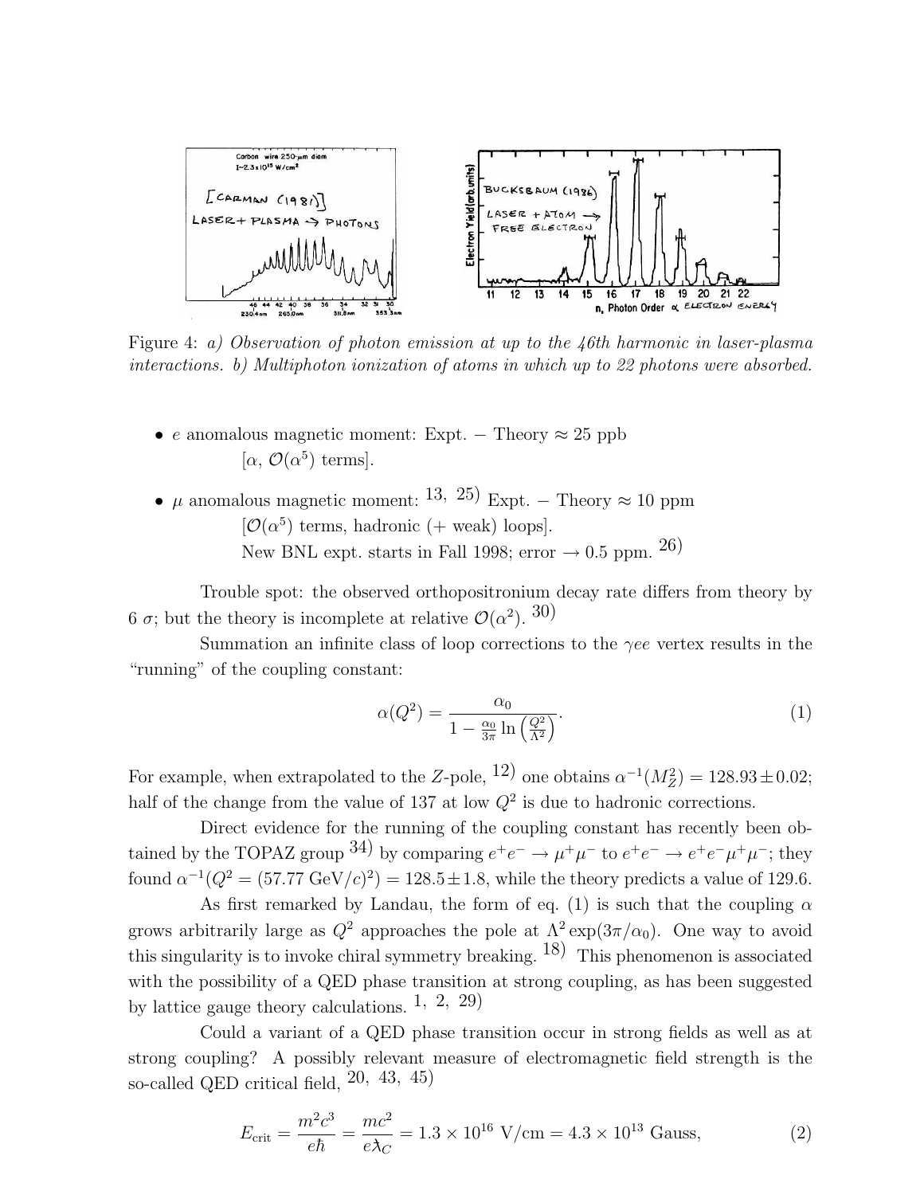Figure 4: *a) Observation of photon emission at up to the 46th harmonic in laser-plasma interactions. b) Multiphoton ionization of atoms in which up to 22 photons were absorbed.*

- $e$ anomalous magnetic moment: Expt. − Theory ≈ 25 ppb
  [$\alpha$, $\mathcal{O}(\alpha^5)$ terms].
- $\mu$ anomalous magnetic moment: [13, 25] Expt. − Theory ≈ 10 ppm
  [$\mathcal{O}(\alpha^5)$ terms, hadronic (+ weak) loops].
  New BNL expt. starts in Fall 1998; error → 0.5 ppm. [26]

Trouble spot: the observed orthopositronium decay rate differs from theory by 6 $\sigma$; but the theory is incomplete at relative $\mathcal{O}(\alpha^2)$. [30]

Summation an infinite class of loop corrections to the $\gamma ee$ vertex results in the "running" of the coupling constant:

$$\alpha(Q^2) = \frac{\alpha_0}{1 - \frac{\alpha_0}{3\pi} \ln\left(\frac{Q^2}{\Lambda^2}\right)}. \tag{1}$$

For example, when extrapolated to the $Z$-pole, [12] one obtains $\alpha^{-1}(M_Z^2) = 128.93 \pm 0.02$; half of the change from the value of 137 at low $Q^2$ is due to hadronic corrections.

Direct evidence for the running of the coupling constant has recently been obtained by the TOPAZ group [34] by comparing $e^+e^- \to \mu^+\mu^-$ to $e^+e^- \to e^+e^-\mu^+\mu^-$; they found $\alpha^{-1}(Q^2 = (57.77\ \mathrm{GeV}/c)^2) = 128.5 \pm 1.8$, while the theory predicts a value of 129.6.

As first remarked by Landau, the form of eq. (1) is such that the coupling $\alpha$ grows arbitrarily large as $Q^2$ approaches the pole at $\Lambda^2 \exp(3\pi/\alpha_0)$. One way to avoid this singularity is to invoke chiral symmetry breaking. [18] This phenomenon is associated with the possibility of a QED phase transition at strong coupling, as has been suggested by lattice gauge theory calculations. [1, 2, 29]

Could a variant of a QED phase transition occur in strong fields as well as at strong coupling? A possibly relevant measure of electromagnetic field strength is the so-called QED critical field, [20, 43, 45]

$$E_{\mathrm{crit}} = \frac{m^2c^3}{e\hbar} = \frac{mc^2}{e\lambda\!\!\!^{-}_C} = 1.3 \times 10^{16}\ \mathrm{V/cm} = 4.3 \times 10^{13}\ \mathrm{Gauss}, \tag{2}$$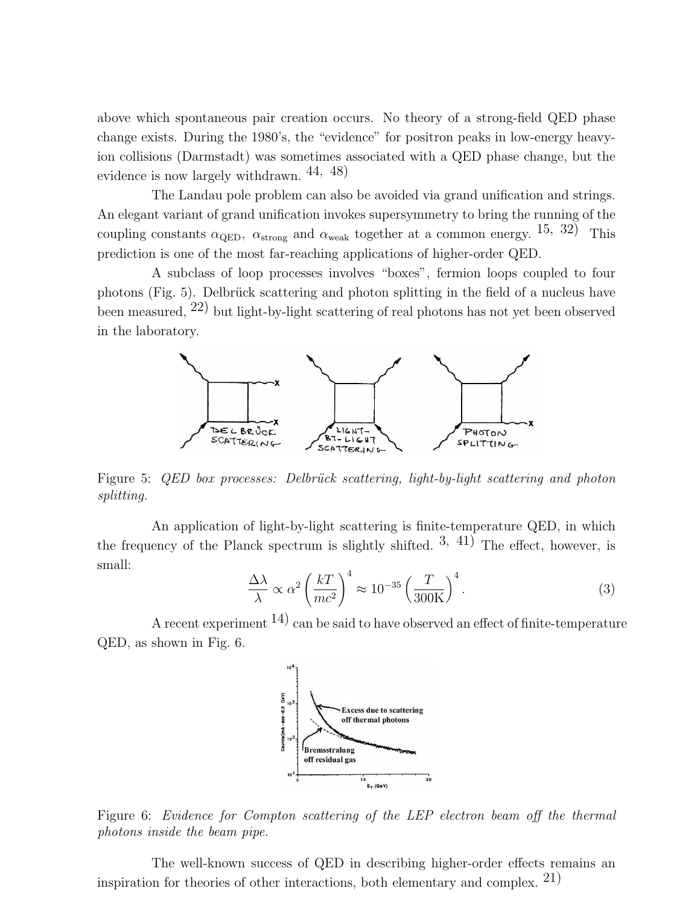above which spontaneous pair creation occurs. No theory of a strong-field QED phase change exists. During the 1980's, the "evidence" for positron peaks in low-energy heavy-ion collisions (Darmstadt) was sometimes associated with a QED phase change, but the evidence is now largely withdrawn. [44, 48]

The Landau pole problem can also be avoided via grand unification and strings. An elegant variant of grand unification invokes supersymmetry to bring the running of the coupling constants $\alpha_{\mathrm{QED}}$, $\alpha_{\mathrm{strong}}$ and $\alpha_{\mathrm{weak}}$ together at a common energy. [15, 32] This prediction is one of the most far-reaching applications of higher-order QED.

A subclass of loop processes involves "boxes", fermion loops coupled to four photons (Fig. 5). Delbrück scattering and photon splitting in the field of a nucleus have been measured, [22] but light-by-light scattering of real photons has not yet been observed in the laboratory.

Figure 5: *QED box processes: Delbrück scattering, light-by-light scattering and photon splitting.*

An application of light-by-light scattering is finite-temperature QED, in which the frequency of the Planck spectrum is slightly shifted. [3, 41] The effect, however, is small:

$$\frac{\Delta\lambda}{\lambda} \propto \alpha^2 \left(\frac{kT}{mc^2}\right)^4 \approx 10^{-35} \left(\frac{T}{300\mathrm{K}}\right)^4 . \tag{3}$$

A recent experiment [14] can be said to have observed an effect of finite-temperature QED, as shown in Fig. 6.

Figure 6: *Evidence for Compton scattering of the LEP electron beam off the thermal photons inside the beam pipe.*

The well-known success of QED in describing higher-order effects remains an inspiration for theories of other interactions, both elementary and complex. [21]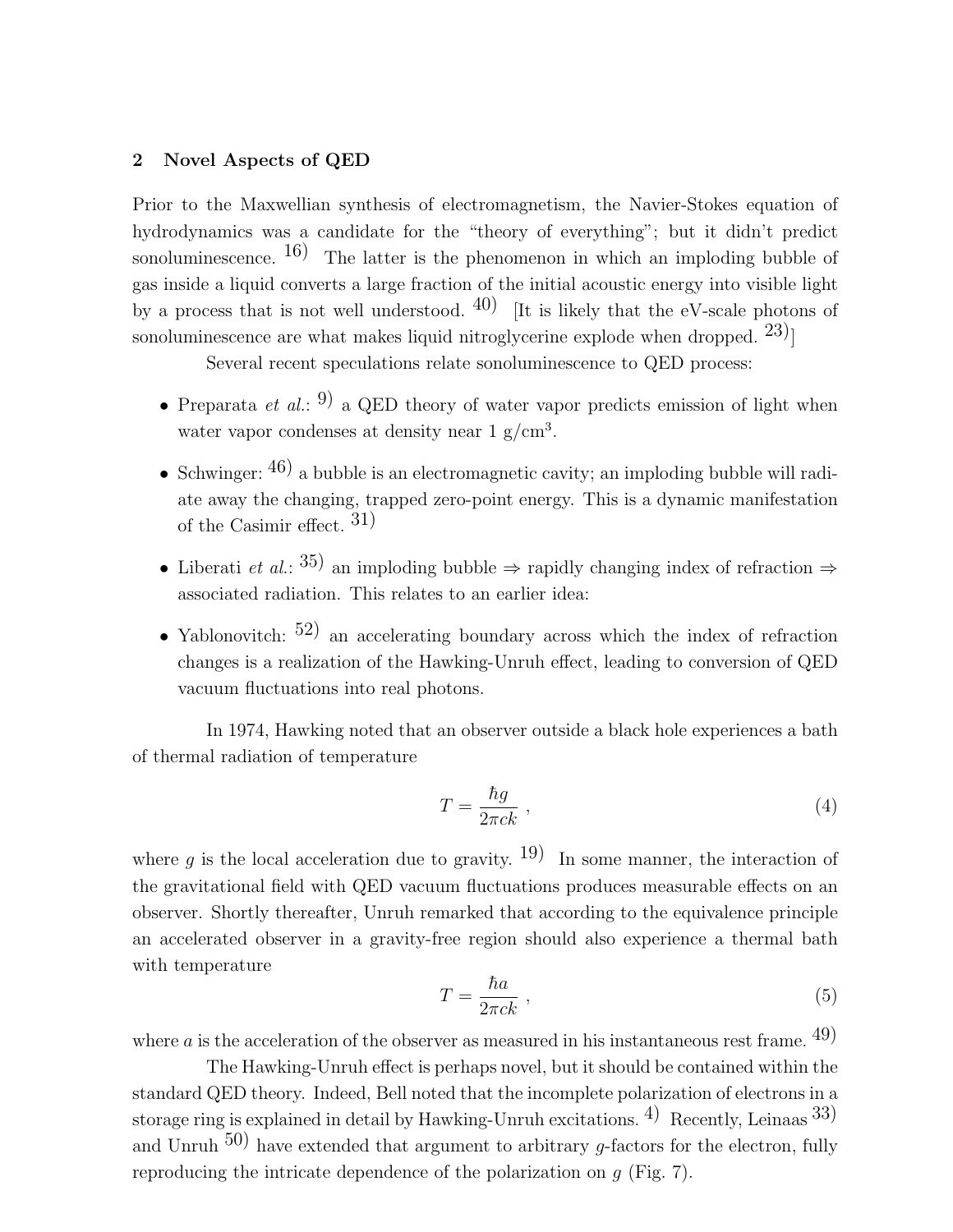## 2 Novel Aspects of QED

Prior to the Maxwellian synthesis of electromagnetism, the Navier-Stokes equation of hydrodynamics was a candidate for the "theory of everything"; but it didn't predict sonoluminescence. [16] The latter is the phenomenon in which an imploding bubble of gas inside a liquid converts a large fraction of the initial acoustic energy into visible light by a process that is not well understood. [40] [It is likely that the eV-scale photons of sonoluminescence are what makes liquid nitroglycerine explode when dropped. [23]]

Several recent speculations relate sonoluminescence to QED process:

- Preparata *et al.*: [9] a QED theory of water vapor predicts emission of light when water vapor condenses at density near 1 g/cm$^3$.
- Schwinger: [46] a bubble is an electromagnetic cavity; an imploding bubble will radiate away the changing, trapped zero-point energy. This is a dynamic manifestation of the Casimir effect. [31]
- Liberati *et al.*: [35] an imploding bubble $\Rightarrow$ rapidly changing index of refraction $\Rightarrow$ associated radiation. This relates to an earlier idea:
- Yablonovitch: [52] an accelerating boundary across which the index of refraction changes is a realization of the Hawking-Unruh effect, leading to conversion of QED vacuum fluctuations into real photons.

In 1974, Hawking noted that an observer outside a black hole experiences a bath of thermal radiation of temperature

$$T = \frac{\hbar g}{2\pi c k} \ , \tag{4}$$

where $g$ is the local acceleration due to gravity. [19] In some manner, the interaction of the gravitational field with QED vacuum fluctuations produces measurable effects on an observer. Shortly thereafter, Unruh remarked that according to the equivalence principle an accelerated observer in a gravity-free region should also experience a thermal bath with temperature

$$T = \frac{\hbar a}{2\pi c k} \ , \tag{5}$$

where $a$ is the acceleration of the observer as measured in his instantaneous rest frame. [49]

The Hawking-Unruh effect is perhaps novel, but it should be contained within the standard QED theory. Indeed, Bell noted that the incomplete polarization of electrons in a storage ring is explained in detail by Hawking-Unruh excitations. [4] Recently, Leinaas [33] and Unruh [50] have extended that argument to arbitrary $g$-factors for the electron, fully reproducing the intricate dependence of the polarization on $g$ (Fig. 7).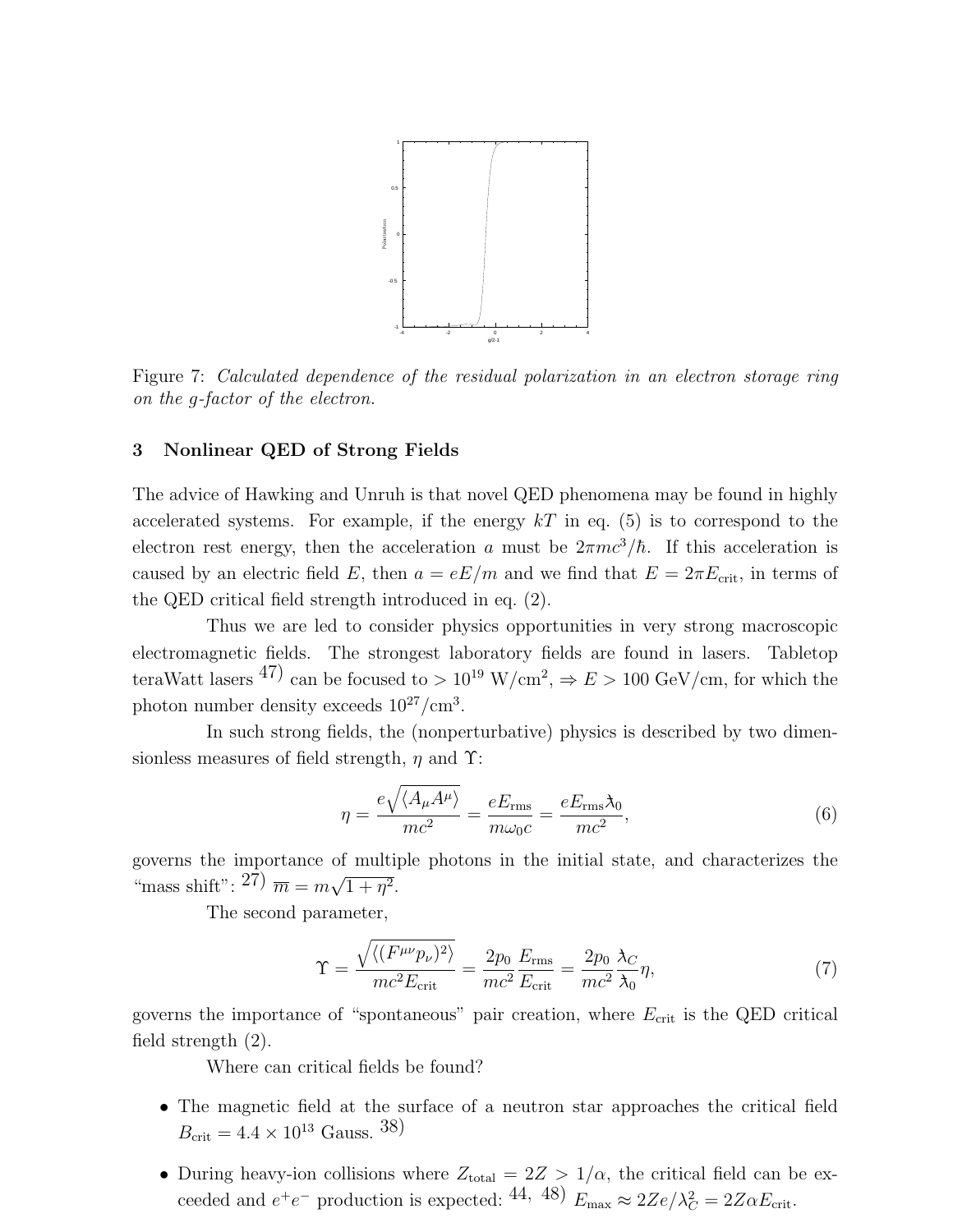Figure 7: *Calculated dependence of the residual polarization in an electron storage ring on the g-factor of the electron.*

## 3 Nonlinear QED of Strong Fields

The advice of Hawking and Unruh is that novel QED phenomena may be found in highly accelerated systems. For example, if the energy $kT$ in eq. (5) is to correspond to the electron rest energy, then the acceleration $a$ must be $2\pi mc^3/\hbar$. If this acceleration is caused by an electric field $E$, then $a = eE/m$ and we find that $E = 2\pi E_{\rm crit}$, in terms of the QED critical field strength introduced in eq. (2).

Thus we are led to consider physics opportunities in very strong macroscopic electromagnetic fields. The strongest laboratory fields are found in lasers. Tabletop teraWatt lasers [47] can be focused to $> 10^{19}$ W/cm$^2$, $\Rightarrow E > 100$ GeV/cm, for which the photon number density exceeds $10^{27}$/cm$^3$.

In such strong fields, the (nonperturbative) physics is described by two dimensionless measures of field strength, $\eta$ and $\Upsilon$:

$$\eta = \frac{e\sqrt{\langle A_\mu A^\mu \rangle}}{mc^2} = \frac{eE_{\rm rms}}{m\omega_0 c} = \frac{eE_{\rm rms}\lambda\!\!\!^{-}_0}{mc^2}, \tag{6}$$

governs the importance of multiple photons in the initial state, and characterizes the "mass shift": [27] $\overline{m} = m\sqrt{1+\eta^2}$.

The second parameter,

$$\Upsilon = \frac{\sqrt{\langle (F^{\mu\nu}p_\nu)^2 \rangle}}{mc^2 E_{\rm crit}} = \frac{2p_0}{mc^2}\frac{E_{\rm rms}}{E_{\rm crit}} = \frac{2p_0}{mc^2}\frac{\lambda\!\!\!^{-}_C}{\lambda\!\!\!^{-}_0}\eta, \tag{7}$$

governs the importance of "spontaneous" pair creation, where $E_{\rm crit}$ is the QED critical field strength (2).

Where can critical fields be found?

- The magnetic field at the surface of a neutron star approaches the critical field $B_{\rm crit} = 4.4 \times 10^{13}$ Gauss. [38]
- During heavy-ion collisions where $Z_{\rm total} = 2Z > 1/\alpha$, the critical field can be exceeded and $e^+e^-$ production is expected: [44, 48] $E_{\rm max} \approx 2Ze/\lambda\!\!\!^{-2}_C = 2Z\alpha E_{\rm crit}$.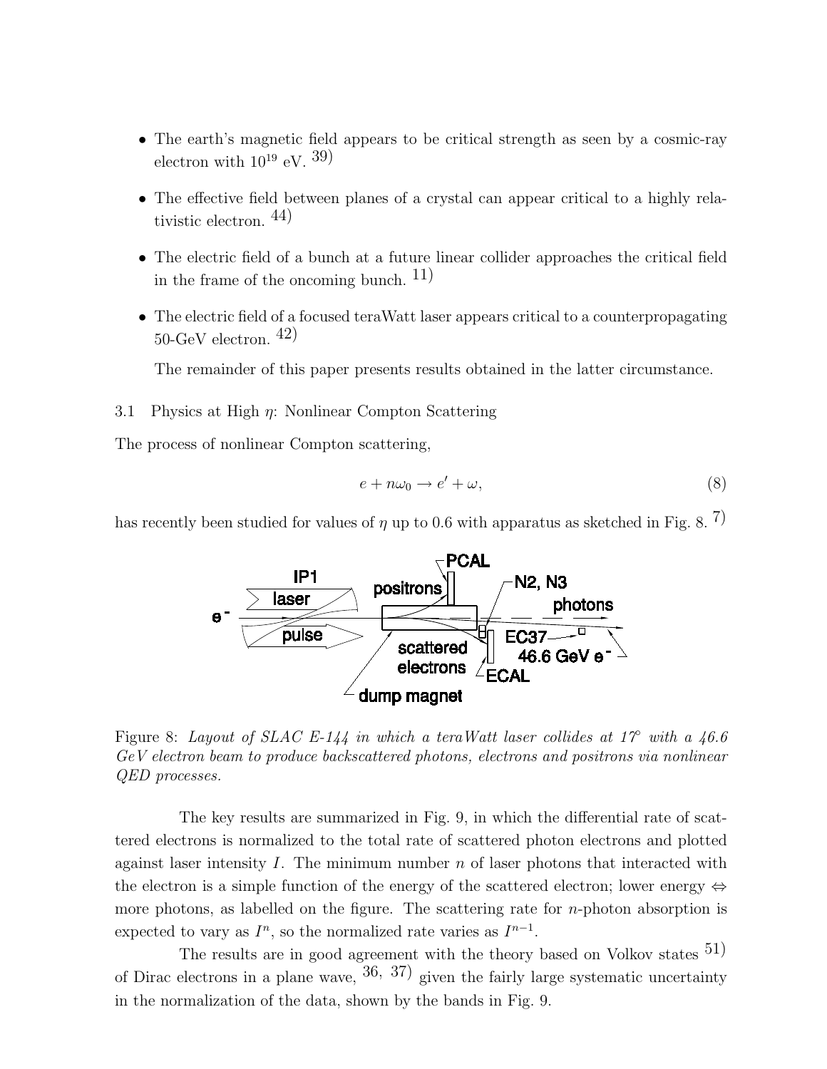- The earth's magnetic field appears to be critical strength as seen by a cosmic-ray electron with $10^{19}$ eV. [39]

- The effective field between planes of a crystal can appear critical to a highly relativistic electron. [44]

- The electric field of a bunch at a future linear collider approaches the critical field in the frame of the oncoming bunch. [11]

- The electric field of a focused teraWatt laser appears critical to a counterpropagating 50-GeV electron. [42]

  The remainder of this paper presents results obtained in the latter circumstance.

### 3.1 Physics at High $\eta$: Nonlinear Compton Scattering

The process of nonlinear Compton scattering,

$$e + n\omega_0 \to e' + \omega, \tag{8}$$

has recently been studied for values of $\eta$ up to 0.6 with apparatus as sketched in Fig. 8. [7]

Figure 8: *Layout of SLAC E-144 in which a teraWatt laser collides at 17° with a 46.6 GeV electron beam to produce backscattered photons, electrons and positrons via nonlinear QED processes.*

The key results are summarized in Fig. 9, in which the differential rate of scattered electrons is normalized to the total rate of scattered photon electrons and plotted against laser intensity $I$. The minimum number $n$ of laser photons that interacted with the electron is a simple function of the energy of the scattered electron; lower energy $\Leftrightarrow$ more photons, as labelled on the figure. The scattering rate for $n$-photon absorption is expected to vary as $I^n$, so the normalized rate varies as $I^{n-1}$.

The results are in good agreement with the theory based on Volkov states [51] of Dirac electrons in a plane wave, [36, 37] given the fairly large systematic uncertainty in the normalization of the data, shown by the bands in Fig. 9.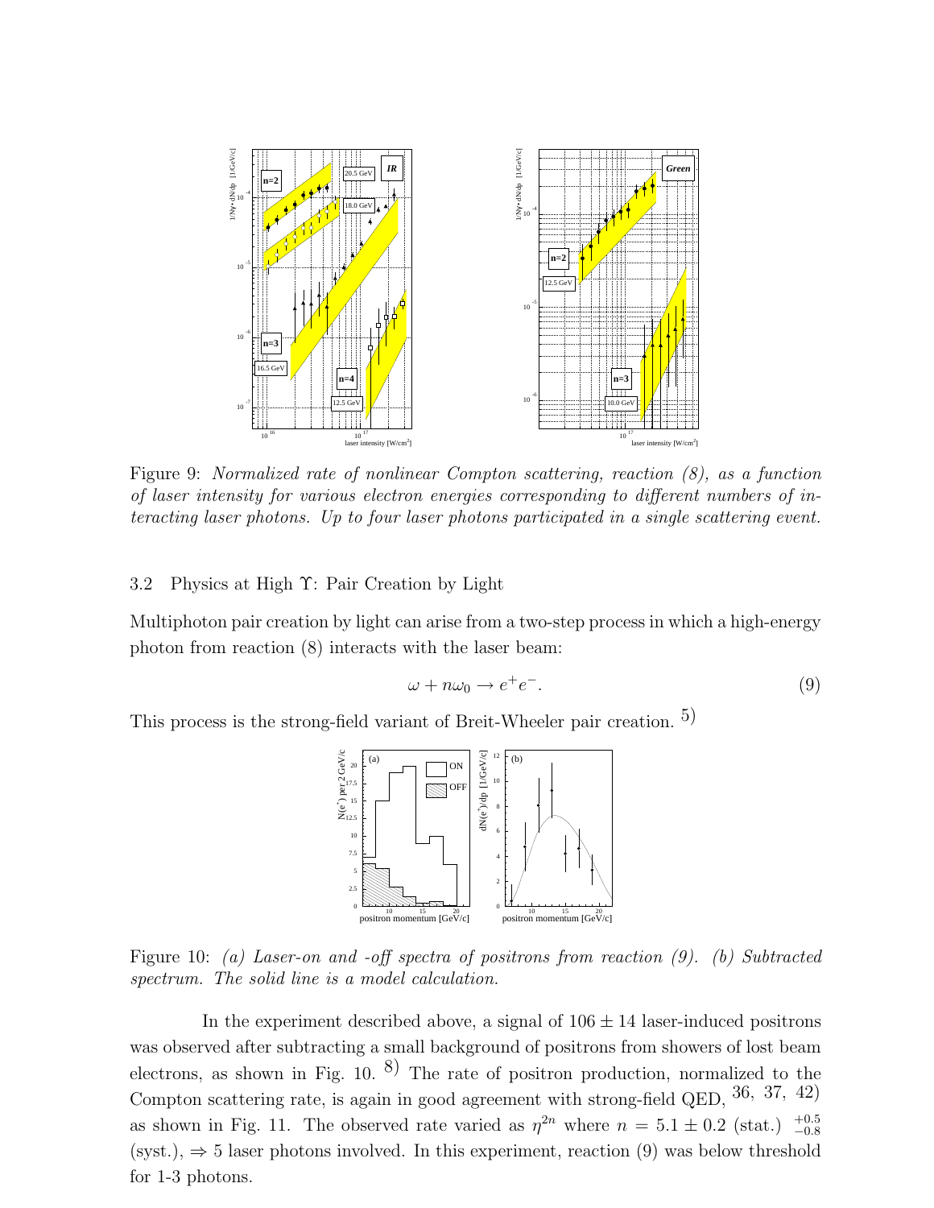Figure 9: *Normalized rate of nonlinear Compton scattering, reaction (8), as a function of laser intensity for various electron energies corresponding to different numbers of interacting laser photons. Up to four laser photons participated in a single scattering event.*

### 3.2 Physics at High $\Upsilon$: Pair Creation by Light

Multiphoton pair creation by light can arise from a two-step process in which a high-energy photon from reaction (8) interacts with the laser beam:

$$\omega + n\omega_0 \rightarrow e^+e^-. \tag{9}$$

This process is the strong-field variant of Breit-Wheeler pair creation. [5]

Figure 10: *(a) Laser-on and -off spectra of positrons from reaction (9). (b) Subtracted spectrum. The solid line is a model calculation.*

In the experiment described above, a signal of $106 \pm 14$ laser-induced positrons was observed after subtracting a small background of positrons from showers of lost beam electrons, as shown in Fig. 10. [8] The rate of positron production, normalized to the Compton scattering rate, is again in good agreement with strong-field QED, [36, 37, 42] as shown in Fig. 11. The observed rate varied as $\eta^{2n}$ where $n = 5.1 \pm 0.2$ (stat.) $^{+0.5}_{-0.8}$ (syst.), $\Rightarrow$ 5 laser photons involved. In this experiment, reaction (9) was below threshold for 1-3 photons.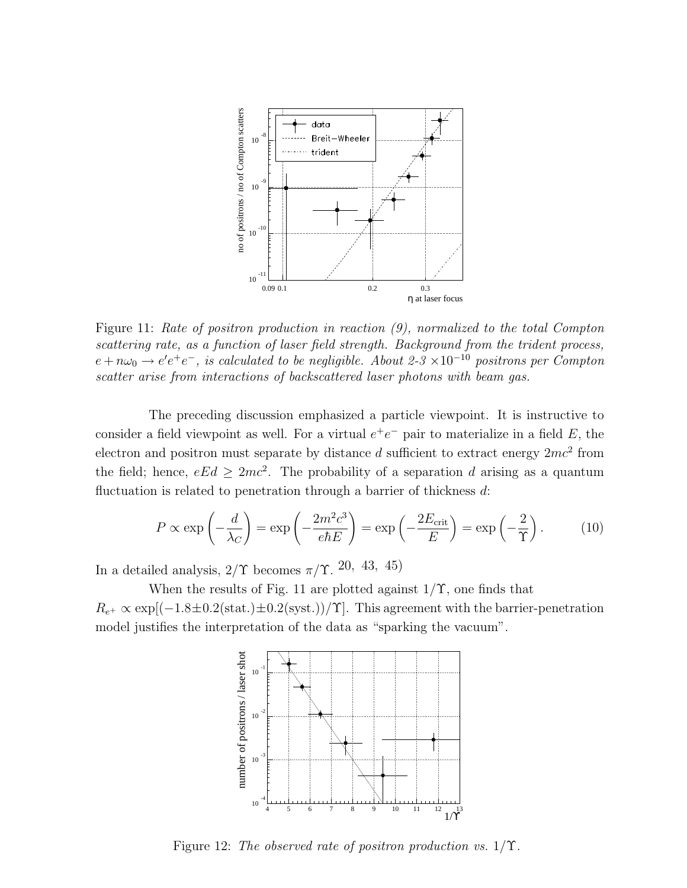Figure 11: *Rate of positron production in reaction (9), normalized to the total Compton scattering rate, as a function of laser field strength. Background from the trident process, $e + n\omega_0 \to e'e^+e^-$, is calculated to be negligible. About 2-3 $\times 10^{-10}$ positrons per Compton scatter arise from interactions of backscattered laser photons with beam gas.*

The preceding discussion emphasized a particle viewpoint. It is instructive to consider a field viewpoint as well. For a virtual $e^+e^-$ pair to materialize in a field $E$, the electron and positron must separate by distance $d$ sufficient to extract energy $2mc^2$ from the field; hence, $eEd \geq 2mc^2$. The probability of a separation $d$ arising as a quantum fluctuation is related to penetration through a barrier of thickness $d$:

$$P \propto \exp\left(-\frac{d}{\lambda_C}\right) = \exp\left(-\frac{2m^2c^3}{e\hbar E}\right) = \exp\left(-\frac{2E_{\rm crit}}{E}\right) = \exp\left(-\frac{2}{\Upsilon}\right). \tag{10}$$

In a detailed analysis, $2/\Upsilon$ becomes $\pi/\Upsilon$.[20, 43, 45]

When the results of Fig. 11 are plotted against $1/\Upsilon$, one finds that $R_{e^+} \propto \exp[(-1.8 \pm 0.2(\text{stat.}) \pm 0.2(\text{syst.}))/\Upsilon]$. This agreement with the barrier-penetration model justifies the interpretation of the data as "sparking the vacuum".

Figure 12: *The observed rate of positron production vs. $1/\Upsilon$.*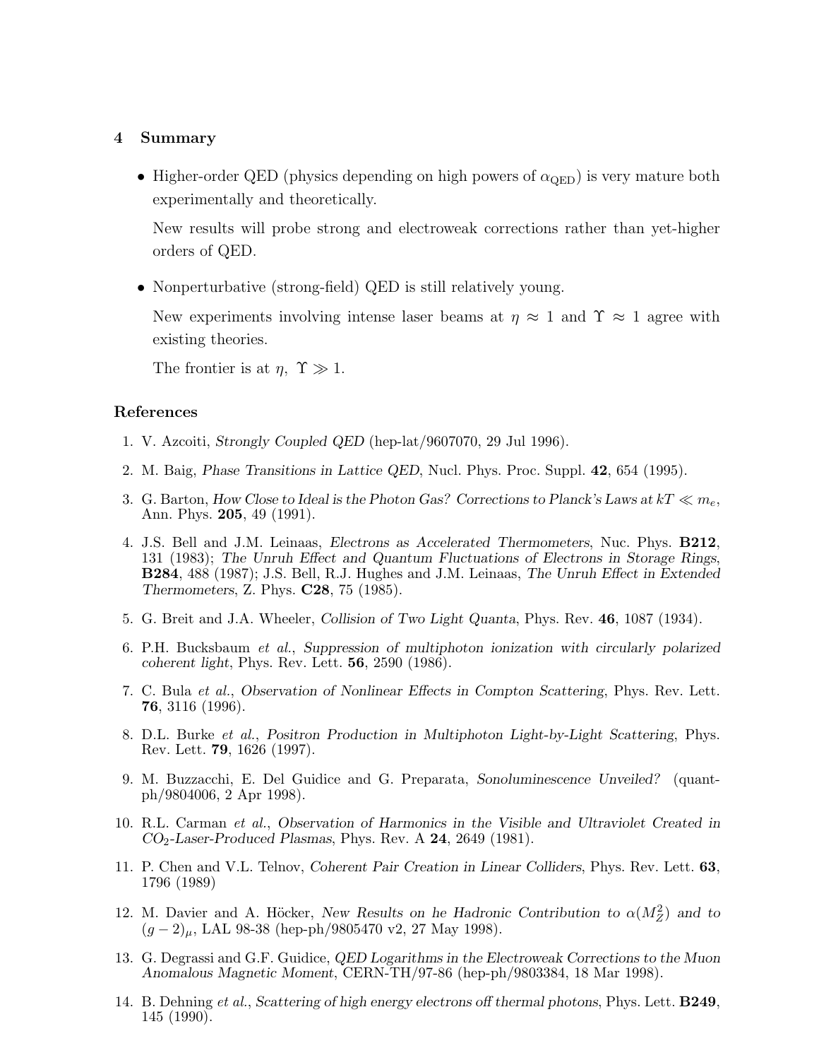## 4 Summary

- Higher-order QED (physics depending on high powers of $\alpha_{\rm QED}$) is very mature both experimentally and theoretically.

  New results will probe strong and electroweak corrections rather than yet-higher orders of QED.

- Nonperturbative (strong-field) QED is still relatively young.

  New experiments involving intense laser beams at $\eta \approx 1$ and $\Upsilon \approx 1$ agree with existing theories.

  The frontier is at $\eta,\ \Upsilon \gg 1$.

## References

1. V. Azcoiti, *Strongly Coupled QED* (hep-lat/9607070, 29 Jul 1996).
2. M. Baig, *Phase Transitions in Lattice QED*, Nucl. Phys. Proc. Suppl. **42**, 654 (1995).
3. G. Barton, *How Close to Ideal is the Photon Gas? Corrections to Planck's Laws at $kT \ll m_e$*, Ann. Phys. **205**, 49 (1991).
4. J.S. Bell and J.M. Leinaas, *Electrons as Accelerated Thermometers*, Nuc. Phys. **B212**, 131 (1983); *The Unruh Effect and Quantum Fluctuations of Electrons in Storage Rings*, **B284**, 488 (1987); J.S. Bell, R.J. Hughes and J.M. Leinaas, *The Unruh Effect in Extended Thermometers*, Z. Phys. **C28**, 75 (1985).
5. G. Breit and J.A. Wheeler, *Collision of Two Light Quanta*, Phys. Rev. **46**, 1087 (1934).
6. P.H. Bucksbaum *et al.*, *Suppression of multiphoton ionization with circularly polarized coherent light*, Phys. Rev. Lett. **56**, 2590 (1986).
7. C. Bula *et al.*, *Observation of Nonlinear Effects in Compton Scattering*, Phys. Rev. Lett. **76**, 3116 (1996).
8. D.L. Burke *et al.*, *Positron Production in Multiphoton Light-by-Light Scattering*, Phys. Rev. Lett. **79**, 1626 (1997).
9. M. Buzzacchi, E. Del Guidice and G. Preparata, *Sonoluminescence Unveiled?* (quant-ph/9804006, 2 Apr 1998).
10. R.L. Carman *et al.*, *Observation of Harmonics in the Visible and Ultraviolet Created in $CO_2$-Laser-Produced Plasmas*, Phys. Rev. A **24**, 2649 (1981).
11. P. Chen and V.L. Telnov, *Coherent Pair Creation in Linear Colliders*, Phys. Rev. Lett. **63**, 1796 (1989)
12. M. Davier and A. Höcker, *New Results on he Hadronic Contribution to $\alpha(M_Z^2)$ and to $(g-2)_\mu$*, LAL 98-38 (hep-ph/9805470 v2, 27 May 1998).
13. G. Degrassi and G.F. Guidice, *QED Logarithms in the Electroweak Corrections to the Muon Anomalous Magnetic Moment*, CERN-TH/97-86 (hep-ph/9803384, 18 Mar 1998).
14. B. Dehning *et al.*, *Scattering of high energy electrons off thermal photons*, Phys. Lett. **B249**, 145 (1990).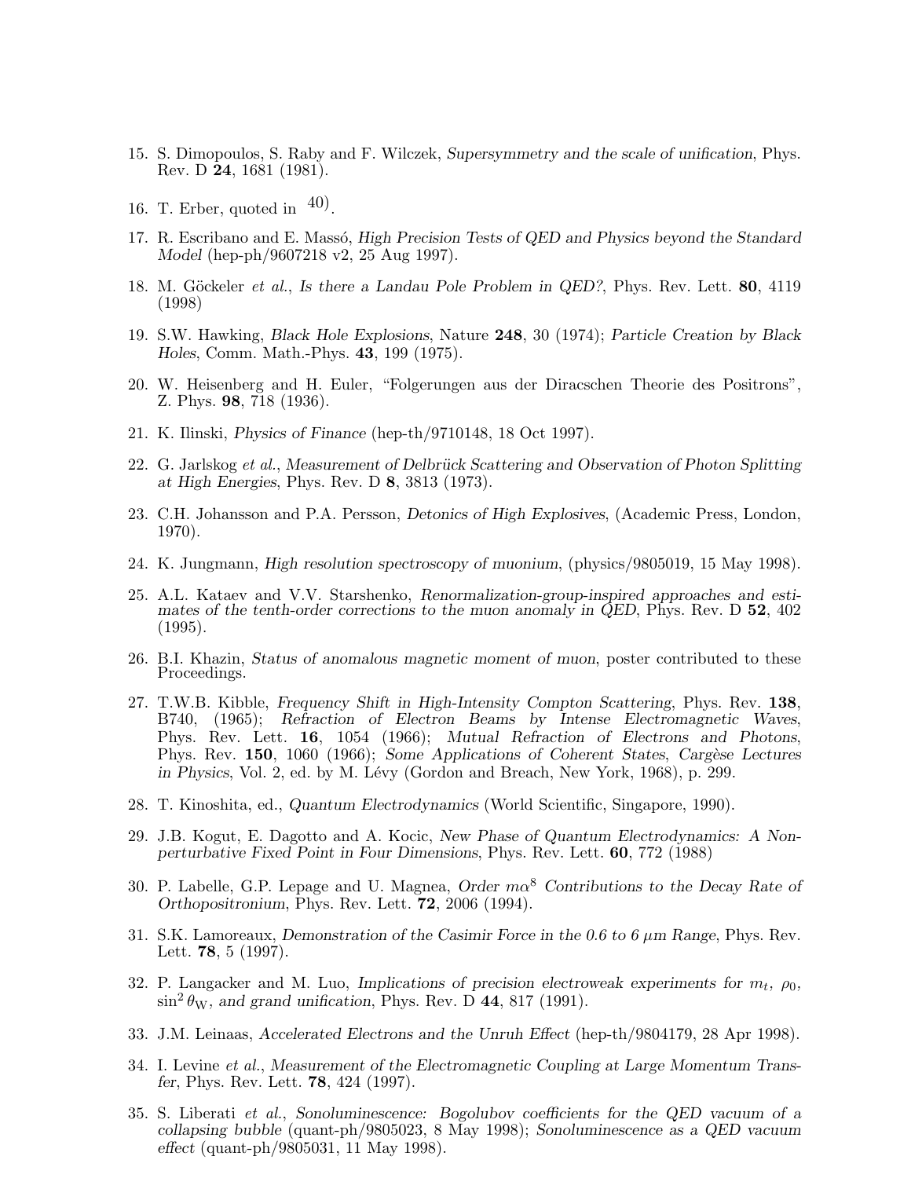15. S. Dimopoulos, S. Raby and F. Wilczek, *Supersymmetry and the scale of unification*, Phys. Rev. D **24**, 1681 (1981).

16. T. Erber, quoted in [40].

17. R. Escribano and E. Massó, *High Precision Tests of QED and Physics beyond the Standard Model* (hep-ph/9607218 v2, 25 Aug 1997).

18. M. Göckeler *et al.*, *Is there a Landau Pole Problem in QED?*, Phys. Rev. Lett. **80**, 4119 (1998)

19. S.W. Hawking, *Black Hole Explosions*, Nature **248**, 30 (1974); *Particle Creation by Black Holes*, Comm. Math.-Phys. **43**, 199 (1975).

20. W. Heisenberg and H. Euler, "Folgerungen aus der Diracschen Theorie des Positrons", Z. Phys. **98**, 718 (1936).

21. K. Ilinski, *Physics of Finance* (hep-th/9710148, 18 Oct 1997).

22. G. Jarlskog *et al.*, *Measurement of Delbrück Scattering and Observation of Photon Splitting at High Energies*, Phys. Rev. D **8**, 3813 (1973).

23. C.H. Johansson and P.A. Persson, *Detonics of High Explosives*, (Academic Press, London, 1970).

24. K. Jungmann, *High resolution spectroscopy of muonium*, (physics/9805019, 15 May 1998).

25. A.L. Kataev and V.V. Starshenko, *Renormalization-group-inspired approaches and estimates of the tenth-order corrections to the muon anomaly in QED*, Phys. Rev. D **52**, 402 (1995).

26. B.I. Khazin, *Status of anomalous magnetic moment of muon*, poster contributed to these Proceedings.

27. T.W.B. Kibble, *Frequency Shift in High-Intensity Compton Scattering*, Phys. Rev. **138**, B740, (1965); *Refraction of Electron Beams by Intense Electromagnetic Waves*, Phys. Rev. Lett. **16**, 1054 (1966); *Mutual Refraction of Electrons and Photons*, Phys. Rev. **150**, 1060 (1966); *Some Applications of Coherent States*, *Cargèse Lectures in Physics*, Vol. 2, ed. by M. Lévy (Gordon and Breach, New York, 1968), p. 299.

28. T. Kinoshita, ed., *Quantum Electrodynamics* (World Scientific, Singapore, 1990).

29. J.B. Kogut, E. Dagotto and A. Kocic, *New Phase of Quantum Electrodynamics: A Nonperturbative Fixed Point in Four Dimensions*, Phys. Rev. Lett. **60**, 772 (1988)

30. P. Labelle, G.P. Lepage and U. Magnea, *Order $m\alpha^8$ Contributions to the Decay Rate of Orthopositronium*, Phys. Rev. Lett. **72**, 2006 (1994).

31. S.K. Lamoreaux, *Demonstration of the Casimir Force in the 0.6 to 6 $\mu$m Range*, Phys. Rev. Lett. **78**, 5 (1997).

32. P. Langacker and M. Luo, *Implications of precision electroweak experiments for $m_t$, $\rho_0$, $\sin^2\theta_{\rm W}$, and grand unification*, Phys. Rev. D **44**, 817 (1991).

33. J.M. Leinaas, *Accelerated Electrons and the Unruh Effect* (hep-th/9804179, 28 Apr 1998).

34. I. Levine *et al.*, *Measurement of the Electromagnetic Coupling at Large Momentum Transfer*, Phys. Rev. Lett. **78**, 424 (1997).

35. S. Liberati *et al.*, *Sonoluminescence: Bogolubov coefficients for the QED vacuum of a collapsing bubble* (quant-ph/9805023, 8 May 1998); *Sonoluminescence as a QED vacuum effect* (quant-ph/9805031, 11 May 1998).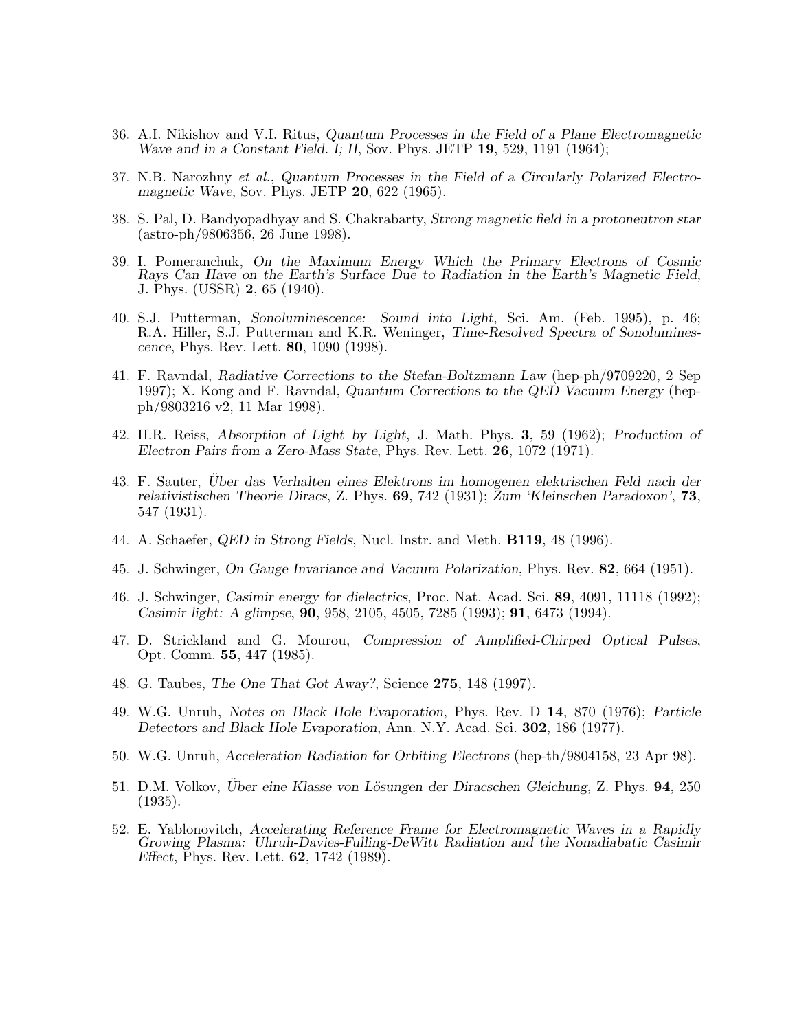36. A.I. Nikishov and V.I. Ritus, *Quantum Processes in the Field of a Plane Electromagnetic Wave and in a Constant Field. I; II*, Sov. Phys. JETP **19**, 529, 1191 (1964);

37. N.B. Narozhny *et al.*, *Quantum Processes in the Field of a Circularly Polarized Electromagnetic Wave*, Sov. Phys. JETP **20**, 622 (1965).

38. S. Pal, D. Bandyopadhyay and S. Chakrabarty, *Strong magnetic field in a protoneutron star* (astro-ph/9806356, 26 June 1998).

39. I. Pomeranchuk, *On the Maximum Energy Which the Primary Electrons of Cosmic Rays Can Have on the Earth's Surface Due to Radiation in the Earth's Magnetic Field*, J. Phys. (USSR) **2**, 65 (1940).

40. S.J. Putterman, *Sonoluminescence: Sound into Light*, Sci. Am. (Feb. 1995), p. 46; R.A. Hiller, S.J. Putterman and K.R. Weninger, *Time-Resolved Spectra of Sonoluminescence*, Phys. Rev. Lett. **80**, 1090 (1998).

41. F. Ravndal, *Radiative Corrections to the Stefan-Boltzmann Law* (hep-ph/9709220, 2 Sep 1997); X. Kong and F. Ravndal, *Quantum Corrections to the QED Vacuum Energy* (hep-ph/9803216 v2, 11 Mar 1998).

42. H.R. Reiss, *Absorption of Light by Light*, J. Math. Phys. **3**, 59 (1962); *Production of Electron Pairs from a Zero-Mass State*, Phys. Rev. Lett. **26**, 1072 (1971).

43. F. Sauter, *Über das Verhalten eines Elektrons im homogenen elektrischen Feld nach der relativistischen Theorie Diracs*, Z. Phys. **69**, 742 (1931); *Zum 'Kleinschen Paradoxon'*, **73**, 547 (1931).

44. A. Schaefer, *QED in Strong Fields*, Nucl. Instr. and Meth. **B119**, 48 (1996).

45. J. Schwinger, *On Gauge Invariance and Vacuum Polarization*, Phys. Rev. **82**, 664 (1951).

46. J. Schwinger, *Casimir energy for dielectrics*, Proc. Nat. Acad. Sci. **89**, 4091, 11118 (1992); *Casimir light: A glimpse*, **90**, 958, 2105, 4505, 7285 (1993); **91**, 6473 (1994).

47. D. Strickland and G. Mourou, *Compression of Amplified-Chirped Optical Pulses*, Opt. Comm. **55**, 447 (1985).

48. G. Taubes, *The One That Got Away?*, Science **275**, 148 (1997).

49. W.G. Unruh, *Notes on Black Hole Evaporation*, Phys. Rev. D **14**, 870 (1976); *Particle Detectors and Black Hole Evaporation*, Ann. N.Y. Acad. Sci. **302**, 186 (1977).

50. W.G. Unruh, *Acceleration Radiation for Orbiting Electrons* (hep-th/9804158, 23 Apr 98).

51. D.M. Volkov, *Über eine Klasse von Lösungen der Diracschen Gleichung*, Z. Phys. **94**, 250 (1935).

52. E. Yablonovitch, *Accelerating Reference Frame for Electromagnetic Waves in a Rapidly Growing Plasma: Uhruh-Davies-Fulling-DeWitt Radiation and the Nonadiabatic Casimir Effect*, Phys. Rev. Lett. **62**, 1742 (1989).